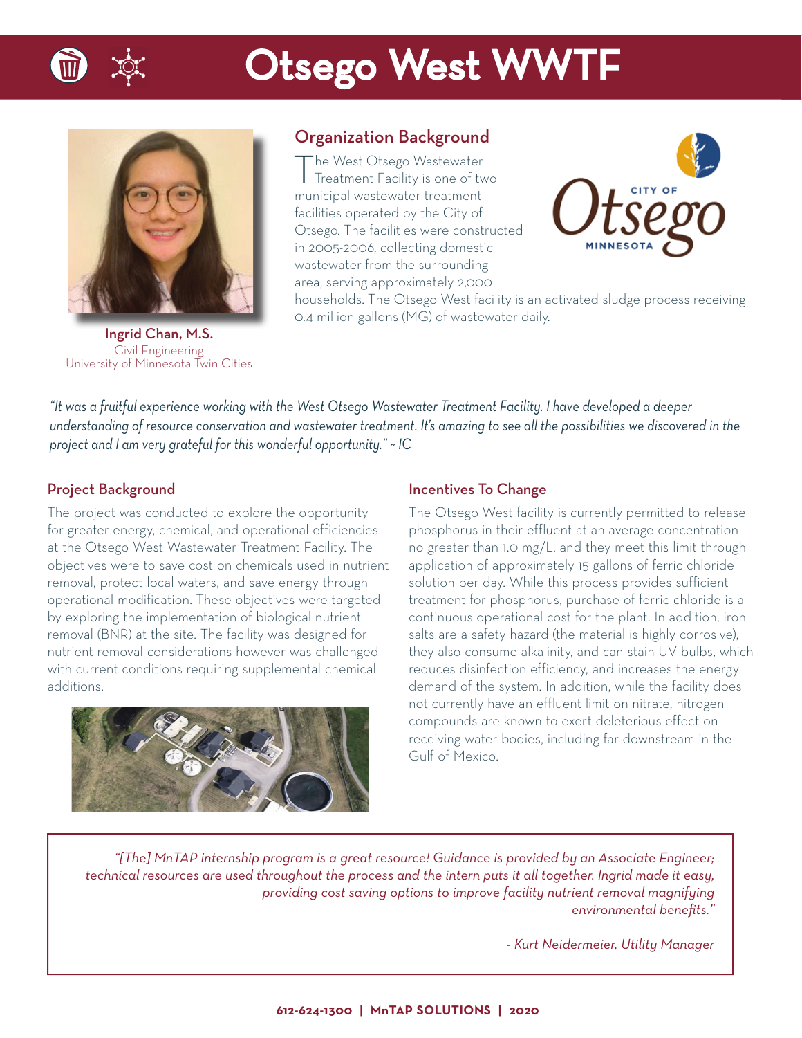# Otsego West WWTF

Ingrid Chan, M.S.
Civil Engineering
University of Minnesota Twin Cities

## Organization Background

The West Otsego Wastewater Treatment Facility is one of two municipal wastewater treatment facilities operated by the City of Otsego. The facilities were constructed in 2005-2006, collecting domestic wastewater from the surrounding area, serving approximately 2,000 households. The Otsego West facility is an activated sludge process receiving 0.4 million gallons (MG) of wastewater daily.

*"It was a fruitful experience working with the West Otsego Wastewater Treatment Facility. I have developed a deeper understanding of resource conservation and wastewater treatment. It's amazing to see all the possibilities we discovered in the project and I am very grateful for this wonderful opportunity." ~ IC*

## Project Background

The project was conducted to explore the opportunity for greater energy, chemical, and operational efficiencies at the Otsego West Wastewater Treatment Facility. The objectives were to save cost on chemicals used in nutrient removal, protect local waters, and save energy through operational modification. These objectives were targeted by exploring the implementation of biological nutrient removal (BNR) at the site. The facility was designed for nutrient removal considerations however was challenged with current conditions requiring supplemental chemical additions.

## Incentives To Change

The Otsego West facility is currently permitted to release phosphorus in their effluent at an average concentration no greater than 1.0 mg/L, and they meet this limit through application of approximately 15 gallons of ferric chloride solution per day. While this process provides sufficient treatment for phosphorus, purchase of ferric chloride is a continuous operational cost for the plant. In addition, iron salts are a safety hazard (the material is highly corrosive), they also consume alkalinity, and can stain UV bulbs, which reduces disinfection efficiency, and increases the energy demand of the system. In addition, while the facility does not currently have an effluent limit on nitrate, nitrogen compounds are known to exert deleterious effect on receiving water bodies, including far downstream in the Gulf of Mexico.

> *"[The] MnTAP internship program is a great resource! Guidance is provided by an Associate Engineer; technical resources are used throughout the process and the intern puts it all together. Ingrid made it easy, providing cost saving options to improve facility nutrient removal magnifying environmental benefits."*
>
> *- Kurt Neidermeier, Utility Manager*

**612-624-1300 | MnTAP SOLUTIONS | 2020**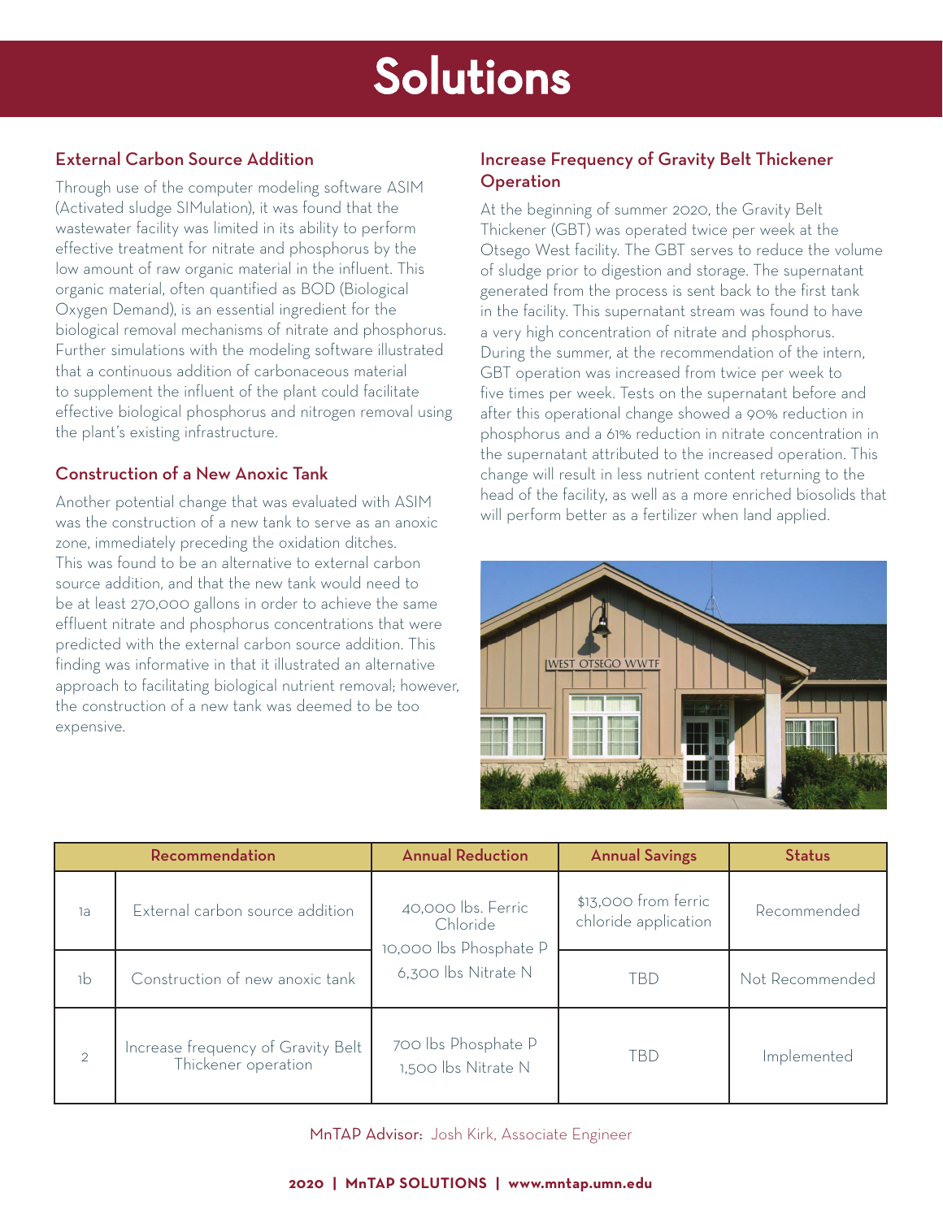# Solutions

## External Carbon Source Addition

Through use of the computer modeling software ASIM (Activated sludge SIMulation), it was found that the wastewater facility was limited in its ability to perform effective treatment for nitrate and phosphorus by the low amount of raw organic material in the influent. This organic material, often quantified as BOD (Biological Oxygen Demand), is an essential ingredient for the biological removal mechanisms of nitrate and phosphorus. Further simulations with the modeling software illustrated that a continuous addition of carbonaceous material to supplement the influent of the plant could facilitate effective biological phosphorus and nitrogen removal using the plant's existing infrastructure.

## Construction of a New Anoxic Tank

Another potential change that was evaluated with ASIM was the construction of a new tank to serve as an anoxic zone, immediately preceding the oxidation ditches. This was found to be an alternative to external carbon source addition, and that the new tank would need to be at least 270,000 gallons in order to achieve the same effluent nitrate and phosphorus concentrations that were predicted with the external carbon source addition. This finding was informative in that it illustrated an alternative approach to facilitating biological nutrient removal; however, the construction of a new tank was deemed to be too expensive.

## Increase Frequency of Gravity Belt Thickener Operation

At the beginning of summer 2020, the Gravity Belt Thickener (GBT) was operated twice per week at the Otsego West facility. The GBT serves to reduce the volume of sludge prior to digestion and storage. The supernatant generated from the process is sent back to the first tank in the facility. This supernatant stream was found to have a very high concentration of nitrate and phosphorus. During the summer, at the recommendation of the intern, GBT operation was increased from twice per week to five times per week. Tests on the supernatant before and after this operational change showed a 90% reduction in phosphorus and a 61% reduction in nitrate concentration in the supernatant attributed to the increased operation. This change will result in less nutrient content returning to the head of the facility, as well as a more enriched biosolids that will perform better as a fertilizer when land applied.

| Recommendation | | Annual Reduction | Annual Savings | Status |
|---|---|---|---|---|
| 1a | External carbon source addition | 40,000 lbs. Ferric Chloride<br>10,000 lbs Phosphate P<br>6,300 lbs Nitrate N | $13,000 from ferric chloride application | Recommended |
| 1b | Construction of new anoxic tank | | TBD | Not Recommended |
| 2 | Increase frequency of Gravity Belt Thickener operation | 700 lbs Phosphate P<br>1,500 lbs Nitrate N | TBD | Implemented |

MnTAP Advisor: Josh Kirk, Associate Engineer